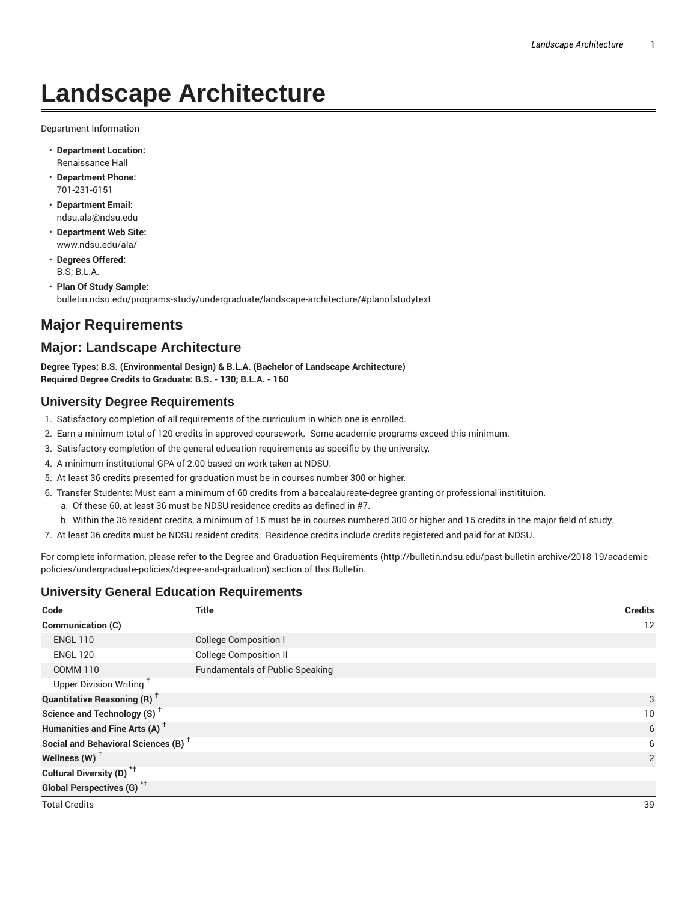# Landscape Architecture

Department Information

- **Department Location:**
  Renaissance Hall
- **Department Phone:**
  701-231-6151
- **Department Email:**
  ndsu.ala@ndsu.edu
- **Department Web Site:**
  www.ndsu.edu/ala/
- **Degrees Offered:**
  B.S; B.L.A.
- **Plan Of Study Sample:**
  bulletin.ndsu.edu/programs-study/undergraduate/landscape-architecture/#planofstudytext

## Major Requirements

## Major: Landscape Architecture

**Degree Types: B.S. (Environmental Design) & B.L.A. (Bachelor of Landscape Architecture)**
**Required Degree Credits to Graduate: B.S. - 130; B.L.A. - 160**

### University Degree Requirements

1. Satisfactory completion of all requirements of the curriculum in which one is enrolled.
2. Earn a minimum total of 120 credits in approved coursework. Some academic programs exceed this minimum.
3. Satisfactory completion of the general education requirements as specific by the university.
4. A minimum institutional GPA of 2.00 based on work taken at NDSU.
5. At least 36 credits presented for graduation must be in courses number 300 or higher.
6. Transfer Students: Must earn a minimum of 60 credits from a baccalaureate-degree granting or professional institituion.
   a. Of these 60, at least 36 must be NDSU residence credits as defined in #7.
   b. Within the 36 resident credits, a minimum of 15 must be in courses numbered 300 or higher and 15 credits in the major field of study.
7. At least 36 credits must be NDSU resident credits. Residence credits include credits registered and paid for at NDSU.

For complete information, please refer to the Degree and Graduation Requirements (http://bulletin.ndsu.edu/past-bulletin-archive/2018-19/academic-policies/undergraduate-policies/degree-and-graduation) section of this Bulletin.

### University General Education Requirements

| Code | Title | Credits |
|---|---|---|
| **Communication (C)** | | 12 |
| ENGL 110 | College Composition I | |
| ENGL 120 | College Composition II | |
| COMM 110 | Fundamentals of Public Speaking | |
| Upper Division Writing † | | |
| **Quantitative Reasoning (R)** † | | 3 |
| **Science and Technology (S)** † | | 10 |
| **Humanities and Fine Arts (A)** † | | 6 |
| **Social and Behavioral Sciences (B)** † | | 6 |
| **Wellness (W)** † | | 2 |
| **Cultural Diversity (D)** *† | | |
| **Global Perspectives (G)** *† | | |
| Total Credits | | 39 |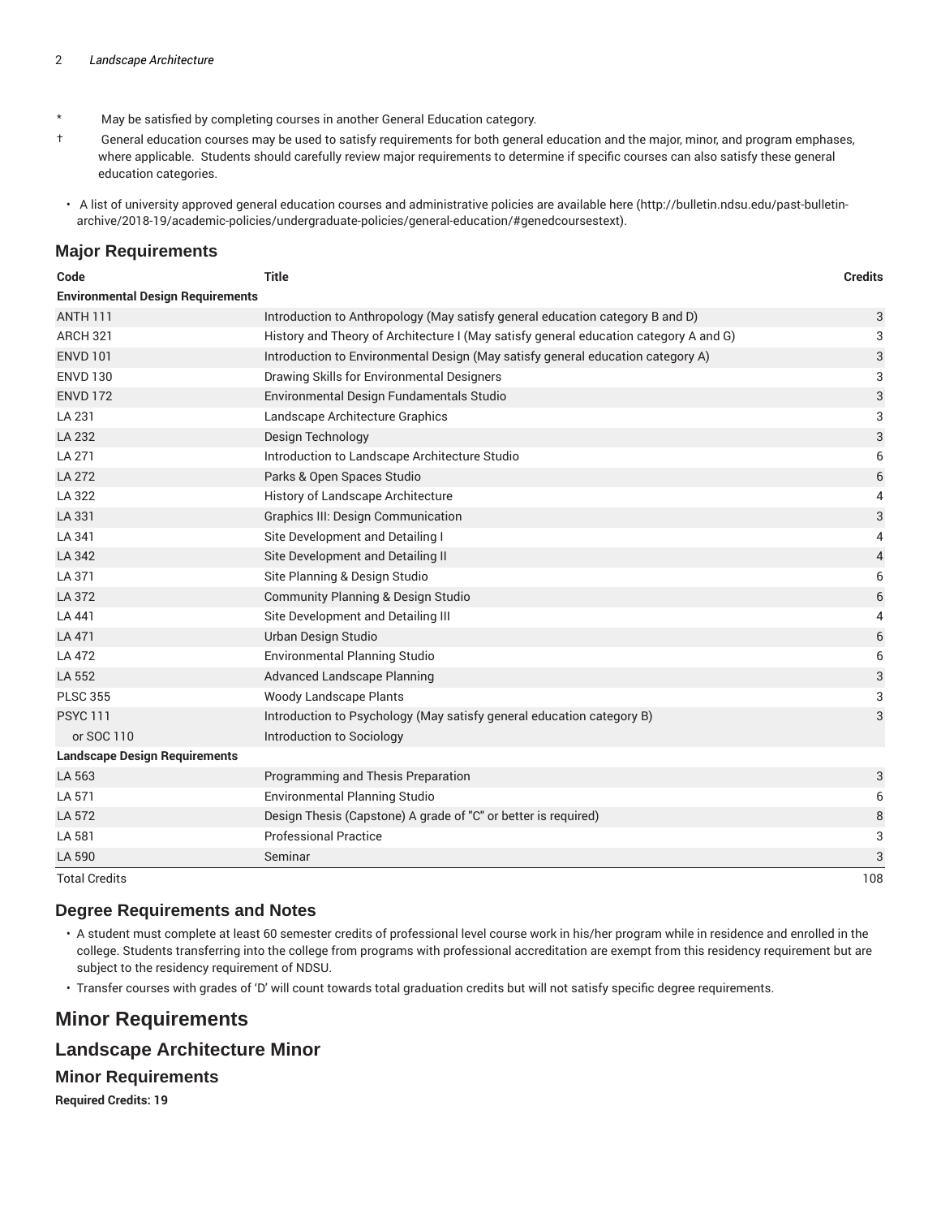\* May be satisfied by completing courses in another General Education category.

† General education courses may be used to satisfy requirements for both general education and the major, minor, and program emphases, where applicable. Students should carefully review major requirements to determine if specific courses can also satisfy these general education categories.

- A list of university approved general education courses and administrative policies are available here (http://bulletin.ndsu.edu/past-bulletin-archive/2018-19/academic-policies/undergraduate-policies/general-education/#genedcoursestext).

## Major Requirements

| Code | Title | Credits |
|---|---|---|
| **Environmental Design Requirements** | | |
| ANTH 111 | Introduction to Anthropology (May satisfy general education category B and D) | 3 |
| ARCH 321 | History and Theory of Architecture I (May satisfy general education category A and G) | 3 |
| ENVD 101 | Introduction to Environmental Design (May satisfy general education category A) | 3 |
| ENVD 130 | Drawing Skills for Environmental Designers | 3 |
| ENVD 172 | Environmental Design Fundamentals Studio | 3 |
| LA 231 | Landscape Architecture Graphics | 3 |
| LA 232 | Design Technology | 3 |
| LA 271 | Introduction to Landscape Architecture Studio | 6 |
| LA 272 | Parks & Open Spaces Studio | 6 |
| LA 322 | History of Landscape Architecture | 4 |
| LA 331 | Graphics III: Design Communication | 3 |
| LA 341 | Site Development and Detailing I | 4 |
| LA 342 | Site Development and Detailing II | 4 |
| LA 371 | Site Planning & Design Studio | 6 |
| LA 372 | Community Planning & Design Studio | 6 |
| LA 441 | Site Development and Detailing III | 4 |
| LA 471 | Urban Design Studio | 6 |
| LA 472 | Environmental Planning Studio | 6 |
| LA 552 | Advanced Landscape Planning | 3 |
| PLSC 355 | Woody Landscape Plants | 3 |
| PSYC 111 | Introduction to Psychology (May satisfy general education category B) | 3 |
| or SOC 110 | Introduction to Sociology | |
| **Landscape Design Requirements** | | |
| LA 563 | Programming and Thesis Preparation | 3 |
| LA 571 | Environmental Planning Studio | 6 |
| LA 572 | Design Thesis (Capstone) A grade of "C" or better is required) | 8 |
| LA 581 | Professional Practice | 3 |
| LA 590 | Seminar | 3 |
| Total Credits | | 108 |

## Degree Requirements and Notes

- A student must complete at least 60 semester credits of professional level course work in his/her program while in residence and enrolled in the college. Students transferring into the college from programs with professional accreditation are exempt from this residency requirement but are subject to the residency requirement of NDSU.
- Transfer courses with grades of 'D' will count towards total graduation credits but will not satisfy specific degree requirements.

# Minor Requirements

## Landscape Architecture Minor

### Minor Requirements

**Required Credits: 19**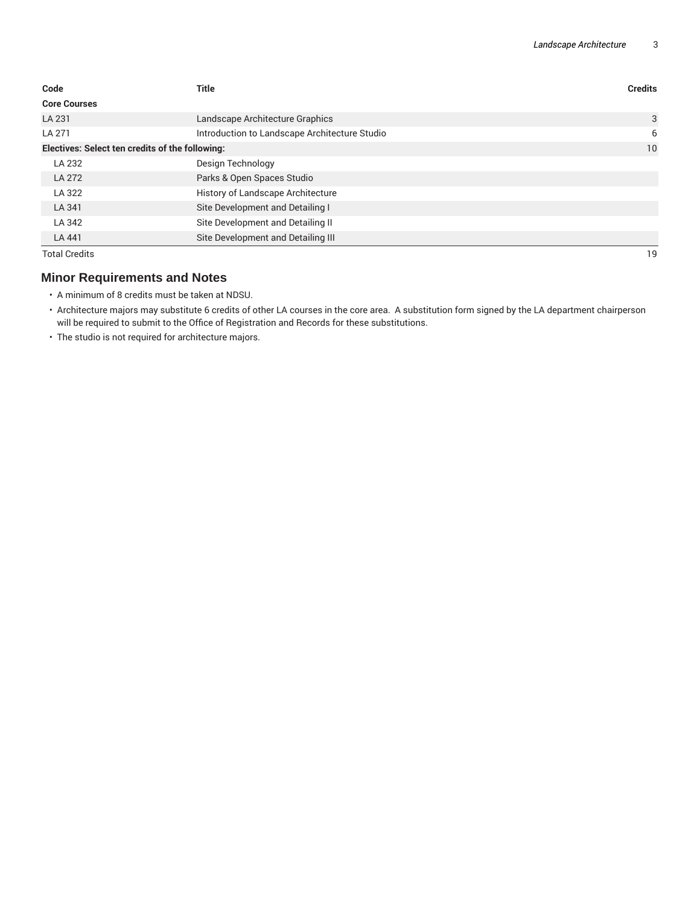| Code | Title | Credits |
| --- | --- | --- |
| **Core Courses** | | |
| LA 231 | Landscape Architecture Graphics | 3 |
| LA 271 | Introduction to Landscape Architecture Studio | 6 |
| **Electives: Select ten credits of the following:** | | 10 |
| LA 232 | Design Technology | |
| LA 272 | Parks & Open Spaces Studio | |
| LA 322 | History of Landscape Architecture | |
| LA 341 | Site Development and Detailing I | |
| LA 342 | Site Development and Detailing II | |
| LA 441 | Site Development and Detailing III | |
| Total Credits | | 19 |

## Minor Requirements and Notes

- A minimum of 8 credits must be taken at NDSU.
- Architecture majors may substitute 6 credits of other LA courses in the core area. A substitution form signed by the LA department chairperson will be required to submit to the Office of Registration and Records for these substitutions.
- The studio is not required for architecture majors.